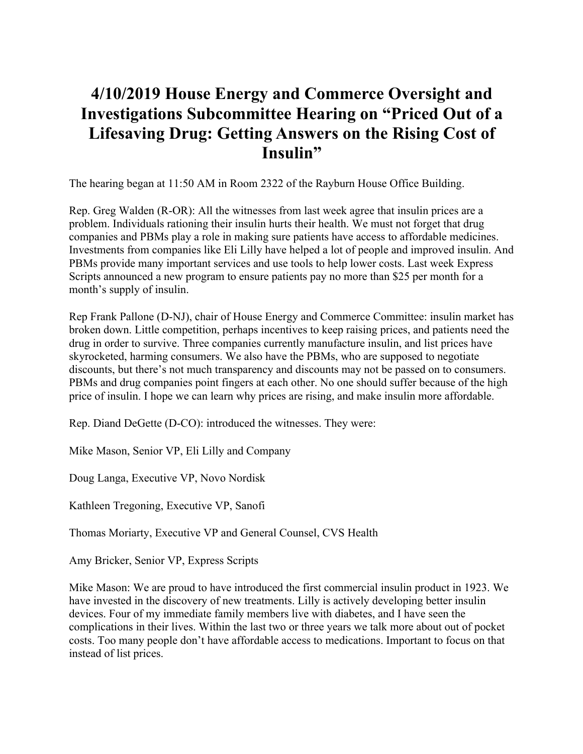# 4/10/2019 House Energy and Commerce Oversight and Investigations Subcommittee Hearing on "Priced Out of a Lifesaving Drug: Getting Answers on the Rising Cost of Insulin"

The hearing began at 11:50 AM in Room 2322 of the Rayburn House Office Building.

Rep. Greg Walden (R-OR): All the witnesses from last week agree that insulin prices are a problem. Individuals rationing their insulin hurts their health. We must not forget that drug companies and PBMs play a role in making sure patients have access to affordable medicines. Investments from companies like Eli Lilly have helped a lot of people and improved insulin. And PBMs provide many important services and use tools to help lower costs. Last week Express Scripts announced a new program to ensure patients pay no more than $25 per month for a month's supply of insulin.

Rep Frank Pallone (D-NJ), chair of House Energy and Commerce Committee: insulin market has broken down. Little competition, perhaps incentives to keep raising prices, and patients need the drug in order to survive. Three companies currently manufacture insulin, and list prices have skyrocketed, harming consumers. We also have the PBMs, who are supposed to negotiate discounts, but there's not much transparency and discounts may not be passed on to consumers. PBMs and drug companies point fingers at each other. No one should suffer because of the high price of insulin. I hope we can learn why prices are rising, and make insulin more affordable.

Rep. Diand DeGette (D-CO): introduced the witnesses. They were:

Mike Mason, Senior VP, Eli Lilly and Company

Doug Langa, Executive VP, Novo Nordisk

Kathleen Tregoning, Executive VP, Sanofi

Thomas Moriarty, Executive VP and General Counsel, CVS Health

Amy Bricker, Senior VP, Express Scripts

Mike Mason: We are proud to have introduced the first commercial insulin product in 1923. We have invested in the discovery of new treatments. Lilly is actively developing better insulin devices. Four of my immediate family members live with diabetes, and I have seen the complications in their lives. Within the last two or three years we talk more about out of pocket costs. Too many people don't have affordable access to medications. Important to focus on that instead of list prices.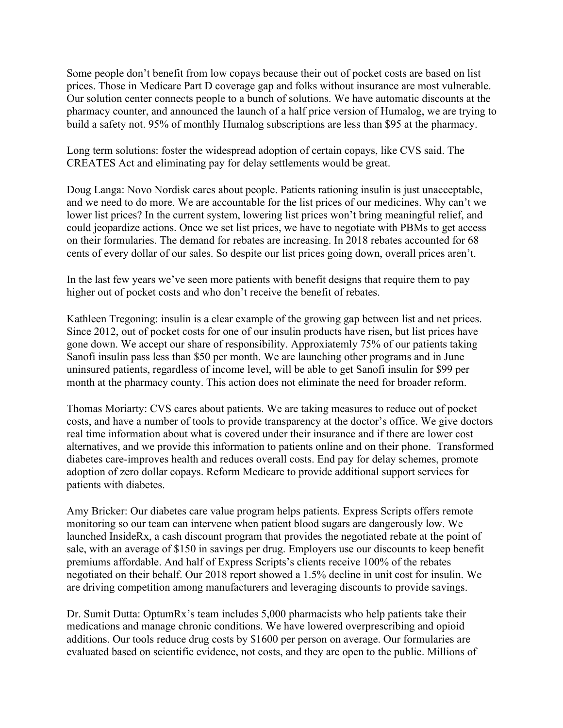Some people don't benefit from low copays because their out of pocket costs are based on list prices. Those in Medicare Part D coverage gap and folks without insurance are most vulnerable. Our solution center connects people to a bunch of solutions. We have automatic discounts at the pharmacy counter, and announced the launch of a half price version of Humalog, we are trying to build a safety not. 95% of monthly Humalog subscriptions are less than $95 at the pharmacy.

Long term solutions: foster the widespread adoption of certain copays, like CVS said. The CREATES Act and eliminating pay for delay settlements would be great.

Doug Langa: Novo Nordisk cares about people. Patients rationing insulin is just unacceptable, and we need to do more. We are accountable for the list prices of our medicines. Why can't we lower list prices? In the current system, lowering list prices won't bring meaningful relief, and could jeopardize actions. Once we set list prices, we have to negotiate with PBMs to get access on their formularies. The demand for rebates are increasing. In 2018 rebates accounted for 68 cents of every dollar of our sales. So despite our list prices going down, overall prices aren't.

In the last few years we've seen more patients with benefit designs that require them to pay higher out of pocket costs and who don't receive the benefit of rebates.

Kathleen Tregoning: insulin is a clear example of the growing gap between list and net prices. Since 2012, out of pocket costs for one of our insulin products have risen, but list prices have gone down. We accept our share of responsibility. Approxiatemly 75% of our patients taking Sanofi insulin pass less than $50 per month. We are launching other programs and in June uninsured patients, regardless of income level, will be able to get Sanofi insulin for $99 per month at the pharmacy county. This action does not eliminate the need for broader reform.

Thomas Moriarty: CVS cares about patients. We are taking measures to reduce out of pocket costs, and have a number of tools to provide transparency at the doctor's office. We give doctors real time information about what is covered under their insurance and if there are lower cost alternatives, and we provide this information to patients online and on their phone. Transformed diabetes care-improves health and reduces overall costs. End pay for delay schemes, promote adoption of zero dollar copays. Reform Medicare to provide additional support services for patients with diabetes.

Amy Bricker: Our diabetes care value program helps patients. Express Scripts offers remote monitoring so our team can intervene when patient blood sugars are dangerously low. We launched InsideRx, a cash discount program that provides the negotiated rebate at the point of sale, with an average of $150 in savings per drug. Employers use our discounts to keep benefit premiums affordable. And half of Express Scripts's clients receive 100% of the rebates negotiated on their behalf. Our 2018 report showed a 1.5% decline in unit cost for insulin. We are driving competition among manufacturers and leveraging discounts to provide savings.

Dr. Sumit Dutta: OptumRx's team includes 5,000 pharmacists who help patients take their medications and manage chronic conditions. We have lowered overprescribing and opioid additions. Our tools reduce drug costs by $1600 per person on average. Our formularies are evaluated based on scientific evidence, not costs, and they are open to the public. Millions of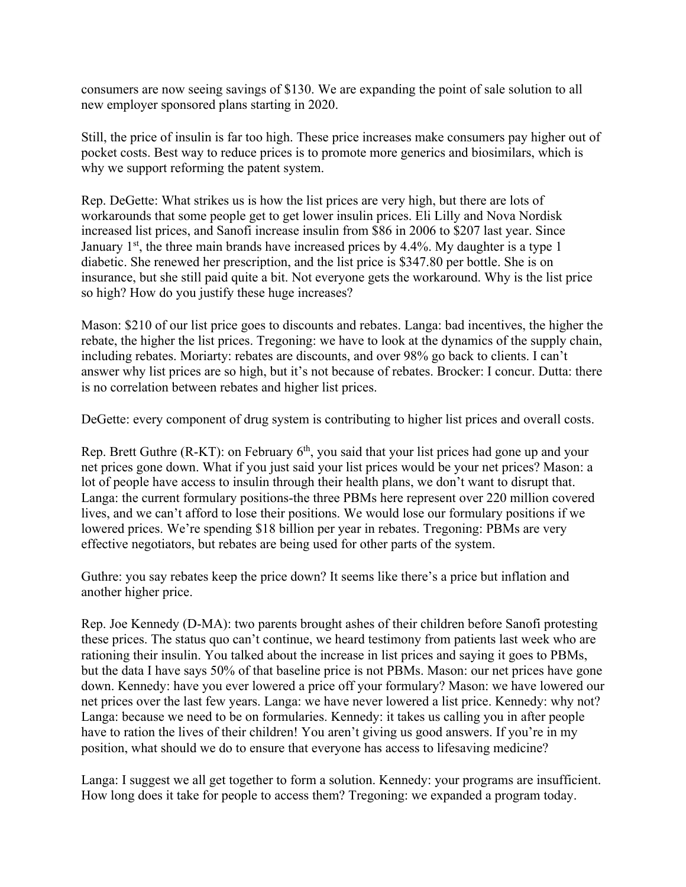consumers are now seeing savings of $130. We are expanding the point of sale solution to all new employer sponsored plans starting in 2020.

Still, the price of insulin is far too high. These price increases make consumers pay higher out of pocket costs. Best way to reduce prices is to promote more generics and biosimilars, which is why we support reforming the patent system.

Rep. DeGette: What strikes us is how the list prices are very high, but there are lots of workarounds that some people get to get lower insulin prices. Eli Lilly and Nova Nordisk increased list prices, and Sanofi increase insulin from $86 in 2006 to $207 last year. Since January 1st, the three main brands have increased prices by 4.4%. My daughter is a type 1 diabetic. She renewed her prescription, and the list price is $347.80 per bottle. She is on insurance, but she still paid quite a bit. Not everyone gets the workaround. Why is the list price so high? How do you justify these huge increases?

Mason: $210 of our list price goes to discounts and rebates. Langa: bad incentives, the higher the rebate, the higher the list prices. Tregoning: we have to look at the dynamics of the supply chain, including rebates. Moriarty: rebates are discounts, and over 98% go back to clients. I can't answer why list prices are so high, but it's not because of rebates. Brocker: I concur. Dutta: there is no correlation between rebates and higher list prices.

DeGette: every component of drug system is contributing to higher list prices and overall costs.

Rep. Brett Guthre (R-KT): on February 6th, you said that your list prices had gone up and your net prices gone down. What if you just said your list prices would be your net prices? Mason: a lot of people have access to insulin through their health plans, we don't want to disrupt that. Langa: the current formulary positions-the three PBMs here represent over 220 million covered lives, and we can't afford to lose their positions. We would lose our formulary positions if we lowered prices. We're spending $18 billion per year in rebates. Tregoning: PBMs are very effective negotiators, but rebates are being used for other parts of the system.

Guthre: you say rebates keep the price down? It seems like there's a price but inflation and another higher price.

Rep. Joe Kennedy (D-MA): two parents brought ashes of their children before Sanofi protesting these prices. The status quo can't continue, we heard testimony from patients last week who are rationing their insulin. You talked about the increase in list prices and saying it goes to PBMs, but the data I have says 50% of that baseline price is not PBMs. Mason: our net prices have gone down. Kennedy: have you ever lowered a price off your formulary? Mason: we have lowered our net prices over the last few years. Langa: we have never lowered a list price. Kennedy: why not? Langa: because we need to be on formularies. Kennedy: it takes us calling you in after people have to ration the lives of their children! You aren't giving us good answers. If you're in my position, what should we do to ensure that everyone has access to lifesaving medicine?

Langa: I suggest we all get together to form a solution. Kennedy: your programs are insufficient. How long does it take for people to access them? Tregoning: we expanded a program today.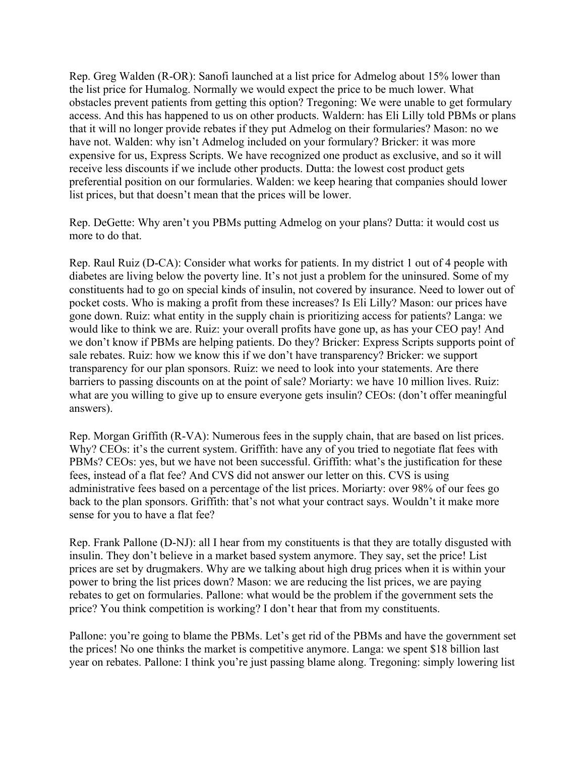Rep. Greg Walden (R-OR): Sanofi launched at a list price for Admelog about 15% lower than the list price for Humalog. Normally we would expect the price to be much lower. What obstacles prevent patients from getting this option? Tregoning: We were unable to get formulary access. And this has happened to us on other products. Waldern: has Eli Lilly told PBMs or plans that it will no longer provide rebates if they put Admelog on their formularies? Mason: no we have not. Walden: why isn't Admelog included on your formulary? Bricker: it was more expensive for us, Express Scripts. We have recognized one product as exclusive, and so it will receive less discounts if we include other products. Dutta: the lowest cost product gets preferential position on our formularies. Walden: we keep hearing that companies should lower list prices, but that doesn't mean that the prices will be lower.

Rep. DeGette: Why aren't you PBMs putting Admelog on your plans? Dutta: it would cost us more to do that.

Rep. Raul Ruiz (D-CA): Consider what works for patients. In my district 1 out of 4 people with diabetes are living below the poverty line. It's not just a problem for the uninsured. Some of my constituents had to go on special kinds of insulin, not covered by insurance. Need to lower out of pocket costs. Who is making a profit from these increases? Is Eli Lilly? Mason: our prices have gone down. Ruiz: what entity in the supply chain is prioritizing access for patients? Langa: we would like to think we are. Ruiz: your overall profits have gone up, as has your CEO pay! And we don't know if PBMs are helping patients. Do they? Bricker: Express Scripts supports point of sale rebates. Ruiz: how we know this if we don't have transparency? Bricker: we support transparency for our plan sponsors. Ruiz: we need to look into your statements. Are there barriers to passing discounts on at the point of sale? Moriarty: we have 10 million lives. Ruiz: what are you willing to give up to ensure everyone gets insulin? CEOs: (don't offer meaningful answers).

Rep. Morgan Griffith (R-VA): Numerous fees in the supply chain, that are based on list prices. Why? CEOs: it's the current system. Griffith: have any of you tried to negotiate flat fees with PBMs? CEOs: yes, but we have not been successful. Griffith: what's the justification for these fees, instead of a flat fee? And CVS did not answer our letter on this. CVS is using administrative fees based on a percentage of the list prices. Moriarty: over 98% of our fees go back to the plan sponsors. Griffith: that's not what your contract says. Wouldn't it make more sense for you to have a flat fee?

Rep. Frank Pallone (D-NJ): all I hear from my constituents is that they are totally disgusted with insulin. They don't believe in a market based system anymore. They say, set the price! List prices are set by drugmakers. Why are we talking about high drug prices when it is within your power to bring the list prices down? Mason: we are reducing the list prices, we are paying rebates to get on formularies. Pallone: what would be the problem if the government sets the price? You think competition is working? I don't hear that from my constituents.

Pallone: you're going to blame the PBMs. Let's get rid of the PBMs and have the government set the prices! No one thinks the market is competitive anymore. Langa: we spent $18 billion last year on rebates. Pallone: I think you're just passing blame along. Tregoning: simply lowering list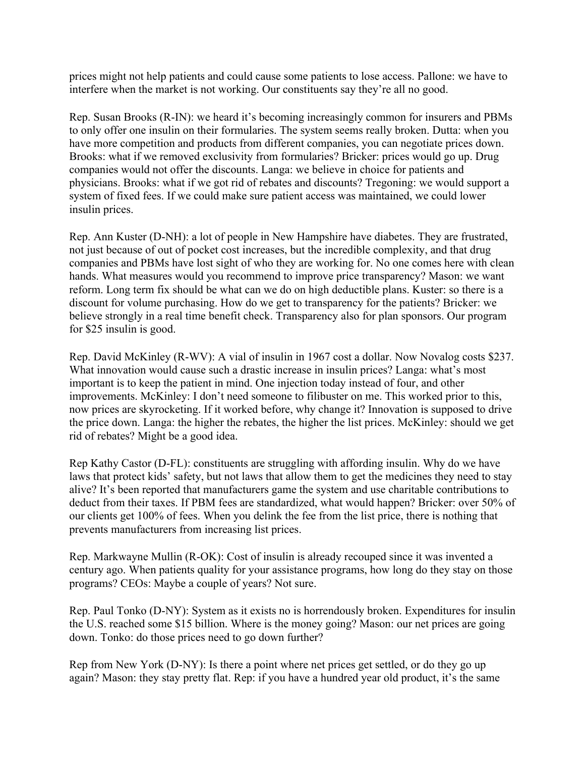prices might not help patients and could cause some patients to lose access. Pallone: we have to interfere when the market is not working. Our constituents say they're all no good.

Rep. Susan Brooks (R-IN): we heard it's becoming increasingly common for insurers and PBMs to only offer one insulin on their formularies. The system seems really broken. Dutta: when you have more competition and products from different companies, you can negotiate prices down. Brooks: what if we removed exclusivity from formularies? Bricker: prices would go up. Drug companies would not offer the discounts. Langa: we believe in choice for patients and physicians. Brooks: what if we got rid of rebates and discounts? Tregoning: we would support a system of fixed fees. If we could make sure patient access was maintained, we could lower insulin prices.

Rep. Ann Kuster (D-NH): a lot of people in New Hampshire have diabetes. They are frustrated, not just because of out of pocket cost increases, but the incredible complexity, and that drug companies and PBMs have lost sight of who they are working for. No one comes here with clean hands. What measures would you recommend to improve price transparency? Mason: we want reform. Long term fix should be what can we do on high deductible plans. Kuster: so there is a discount for volume purchasing. How do we get to transparency for the patients? Bricker: we believe strongly in a real time benefit check. Transparency also for plan sponsors. Our program for $25 insulin is good.

Rep. David McKinley (R-WV): A vial of insulin in 1967 cost a dollar. Now Novalog costs $237. What innovation would cause such a drastic increase in insulin prices? Langa: what's most important is to keep the patient in mind. One injection today instead of four, and other improvements. McKinley: I don't need someone to filibuster on me. This worked prior to this, now prices are skyrocketing. If it worked before, why change it? Innovation is supposed to drive the price down. Langa: the higher the rebates, the higher the list prices. McKinley: should we get rid of rebates? Might be a good idea.

Rep Kathy Castor (D-FL): constituents are struggling with affording insulin. Why do we have laws that protect kids' safety, but not laws that allow them to get the medicines they need to stay alive? It's been reported that manufacturers game the system and use charitable contributions to deduct from their taxes. If PBM fees are standardized, what would happen? Bricker: over 50% of our clients get 100% of fees. When you delink the fee from the list price, there is nothing that prevents manufacturers from increasing list prices.

Rep. Markwayne Mullin (R-OK): Cost of insulin is already recouped since it was invented a century ago. When patients quality for your assistance programs, how long do they stay on those programs? CEOs: Maybe a couple of years? Not sure.

Rep. Paul Tonko (D-NY): System as it exists no is horrendously broken. Expenditures for insulin the U.S. reached some $15 billion. Where is the money going? Mason: our net prices are going down. Tonko: do those prices need to go down further?

Rep from New York (D-NY): Is there a point where net prices get settled, or do they go up again? Mason: they stay pretty flat. Rep: if you have a hundred year old product, it's the same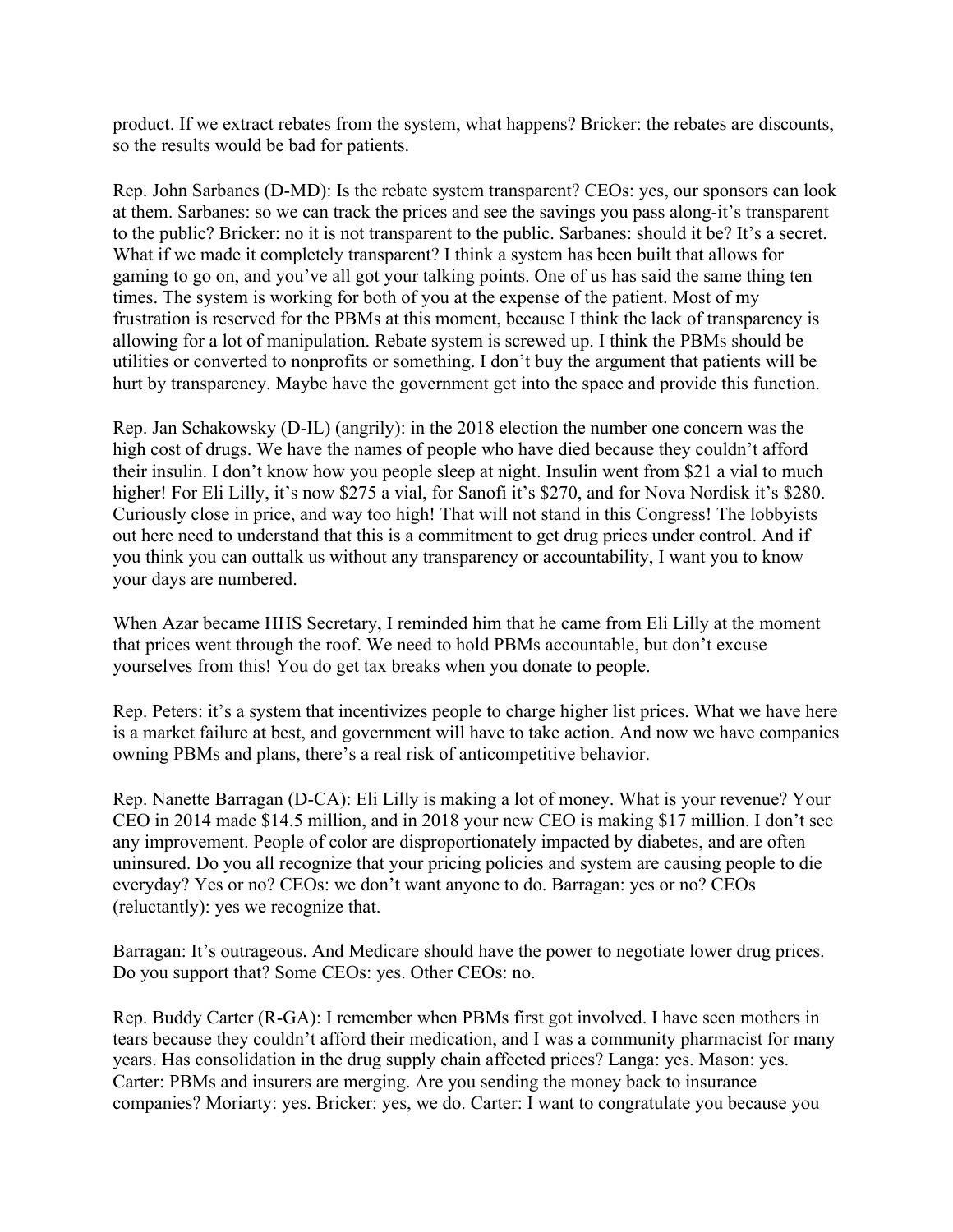product. If we extract rebates from the system, what happens? Bricker: the rebates are discounts, so the results would be bad for patients.

Rep. John Sarbanes (D-MD): Is the rebate system transparent? CEOs: yes, our sponsors can look at them. Sarbanes: so we can track the prices and see the savings you pass along-it's transparent to the public? Bricker: no it is not transparent to the public. Sarbanes: should it be? It's a secret. What if we made it completely transparent? I think a system has been built that allows for gaming to go on, and you've all got your talking points. One of us has said the same thing ten times. The system is working for both of you at the expense of the patient. Most of my frustration is reserved for the PBMs at this moment, because I think the lack of transparency is allowing for a lot of manipulation. Rebate system is screwed up. I think the PBMs should be utilities or converted to nonprofits or something. I don't buy the argument that patients will be hurt by transparency. Maybe have the government get into the space and provide this function.

Rep. Jan Schakowsky (D-IL) (angrily): in the 2018 election the number one concern was the high cost of drugs. We have the names of people who have died because they couldn't afford their insulin. I don't know how you people sleep at night. Insulin went from $21 a vial to much higher! For Eli Lilly, it's now $275 a vial, for Sanofi it's $270, and for Nova Nordisk it's $280. Curiously close in price, and way too high! That will not stand in this Congress! The lobbyists out here need to understand that this is a commitment to get drug prices under control. And if you think you can outtalk us without any transparency or accountability, I want you to know your days are numbered.

When Azar became HHS Secretary, I reminded him that he came from Eli Lilly at the moment that prices went through the roof. We need to hold PBMs accountable, but don't excuse yourselves from this! You do get tax breaks when you donate to people.

Rep. Peters: it's a system that incentivizes people to charge higher list prices. What we have here is a market failure at best, and government will have to take action. And now we have companies owning PBMs and plans, there's a real risk of anticompetitive behavior.

Rep. Nanette Barragan (D-CA): Eli Lilly is making a lot of money. What is your revenue? Your CEO in 2014 made $14.5 million, and in 2018 your new CEO is making $17 million. I don't see any improvement. People of color are disproportionately impacted by diabetes, and are often uninsured. Do you all recognize that your pricing policies and system are causing people to die everyday? Yes or no? CEOs: we don't want anyone to do. Barragan: yes or no? CEOs (reluctantly): yes we recognize that.

Barragan: It's outrageous. And Medicare should have the power to negotiate lower drug prices. Do you support that? Some CEOs: yes. Other CEOs: no.

Rep. Buddy Carter (R-GA): I remember when PBMs first got involved. I have seen mothers in tears because they couldn't afford their medication, and I was a community pharmacist for many years. Has consolidation in the drug supply chain affected prices? Langa: yes. Mason: yes. Carter: PBMs and insurers are merging. Are you sending the money back to insurance companies? Moriarty: yes. Bricker: yes, we do. Carter: I want to congratulate you because you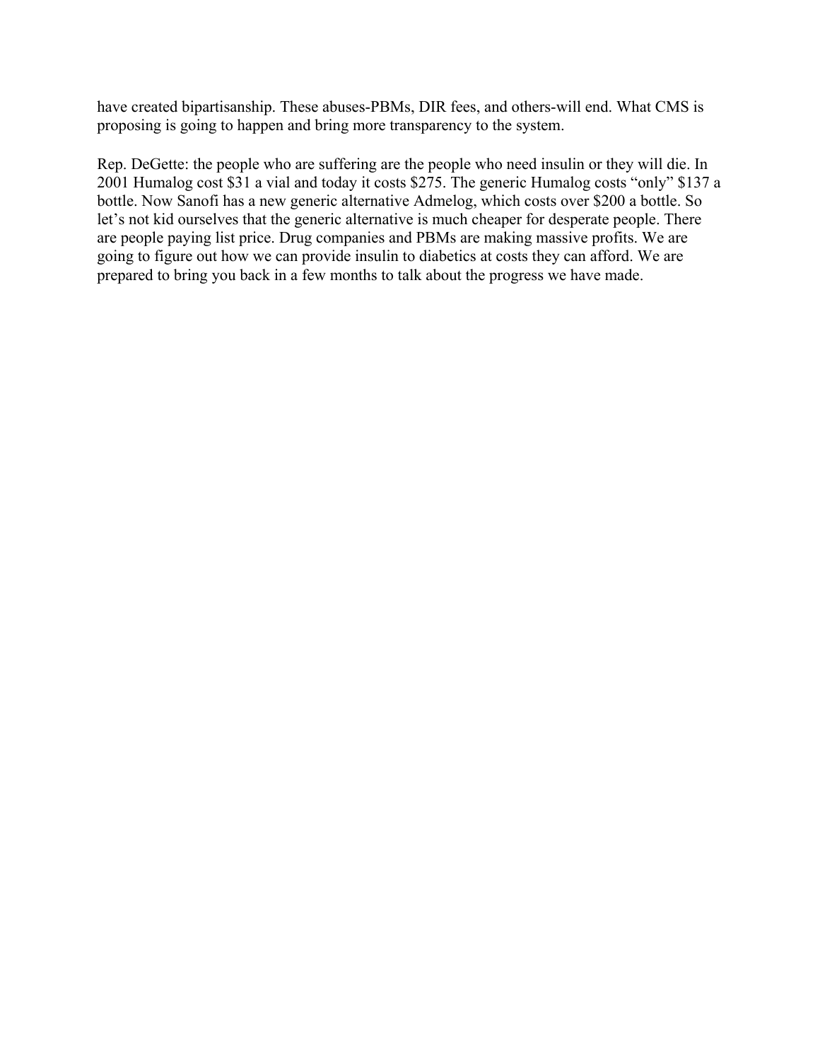have created bipartisanship. These abuses-PBMs, DIR fees, and others-will end. What CMS is proposing is going to happen and bring more transparency to the system.

Rep. DeGette: the people who are suffering are the people who need insulin or they will die. In 2001 Humalog cost $31 a vial and today it costs $275. The generic Humalog costs "only" $137 a bottle. Now Sanofi has a new generic alternative Admelog, which costs over $200 a bottle. So let's not kid ourselves that the generic alternative is much cheaper for desperate people. There are people paying list price. Drug companies and PBMs are making massive profits. We are going to figure out how we can provide insulin to diabetics at costs they can afford. We are prepared to bring you back in a few months to talk about the progress we have made.